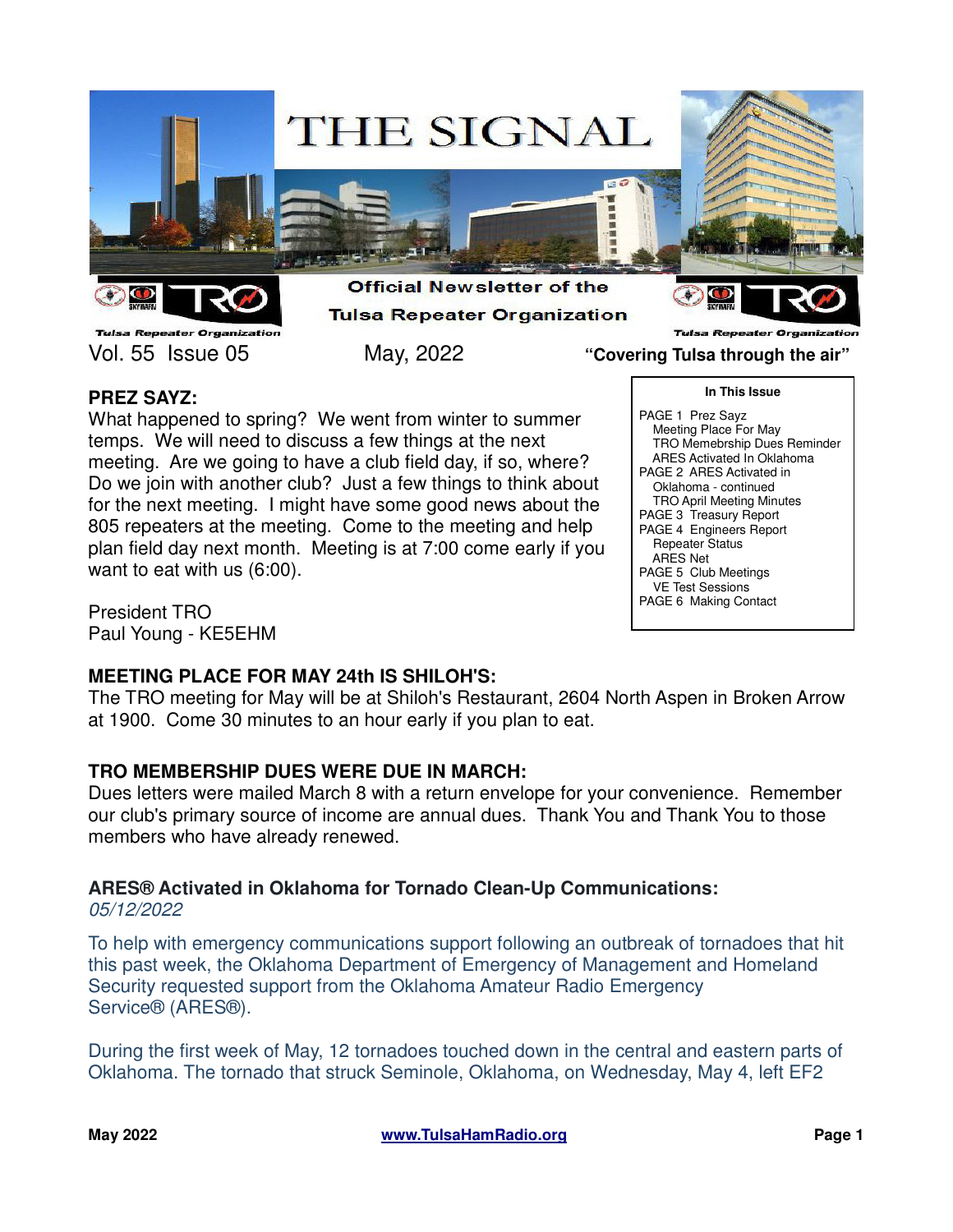# THE SIGNAL

**Official Newsletter of the Tulsa Repeater Organization**

Vol. 55 Issue 05 May, 2022 **"Covering Tulsa through the air"**

**In This Issue**

- PAGE 1 Prez Sayz
  - Meeting Place For May
  - TRO Memebrship Dues Reminder
  - ARES Activated In Oklahoma
- PAGE 2 ARES Activated in Oklahoma - continued
  - TRO April Meeting Minutes
- PAGE 3 Treasury Report
- PAGE 4 Engineers Report
  - Repeater Status
  - ARES Net
- PAGE 5 Club Meetings
  - VE Test Sessions
- PAGE 6 Making Contact

## PREZ SAYZ:

What happened to spring? We went from winter to summer temps. We will need to discuss a few things at the next meeting. Are we going to have a club field day, if so, where? Do we join with another club? Just a few things to think about for the next meeting. I might have some good news about the 805 repeaters at the meeting. Come to the meeting and help plan field day next month. Meeting is at 7:00 come early if you want to eat with us (6:00).

President TRO
Paul Young - KE5EHM

## MEETING PLACE FOR MAY 24th IS SHILOH'S:

The TRO meeting for May will be at Shiloh's Restaurant, 2604 North Aspen in Broken Arrow at 1900. Come 30 minutes to an hour early if you plan to eat.

## TRO MEMBERSHIP DUES WERE DUE IN MARCH:

Dues letters were mailed March 8 with a return envelope for your convenience. Remember our club's primary source of income are annual dues. Thank You and Thank You to those members who have already renewed.

## ARES® Activated in Oklahoma for Tornado Clean-Up Communications:

*05/12/2022*

To help with emergency communications support following an outbreak of tornadoes that hit this past week, the Oklahoma Department of Emergency of Management and Homeland Security requested support from the Oklahoma Amateur Radio Emergency Service® (ARES®).

During the first week of May, 12 tornadoes touched down in the central and eastern parts of Oklahoma. The tornado that struck Seminole, Oklahoma, on Wednesday, May 4, left EF2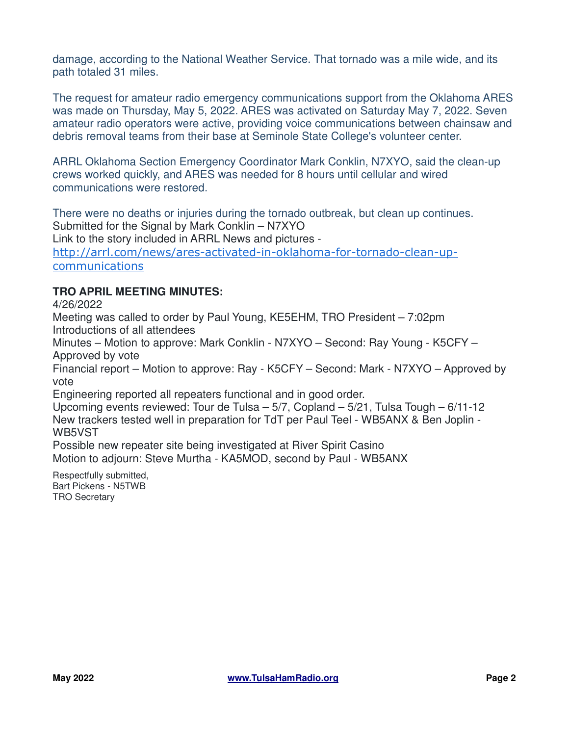damage, according to the National Weather Service. That tornado was a mile wide, and its path totaled 31 miles.

The request for amateur radio emergency communications support from the Oklahoma ARES was made on Thursday, May 5, 2022. ARES was activated on Saturday May 7, 2022. Seven amateur radio operators were active, providing voice communications between chainsaw and debris removal teams from their base at Seminole State College's volunteer center.

ARRL Oklahoma Section Emergency Coordinator Mark Conklin, N7XYO, said the clean-up crews worked quickly, and ARES was needed for 8 hours until cellular and wired communications were restored.

There were no deaths or injuries during the tornado outbreak, but clean up continues.
Submitted for the Signal by Mark Conklin – N7XYO
Link to the story included in ARRL News and pictures -
[http://arrl.com/news/ares-activated-in-oklahoma-for-tornado-clean-up-communications](http://arrl.com/news/ares-activated-in-oklahoma-for-tornado-clean-up-communications)

**TRO APRIL MEETING MINUTES:**

4/26/2022
Meeting was called to order by Paul Young, KE5EHM, TRO President – 7:02pm
Introductions of all attendees
Minutes – Motion to approve: Mark Conklin - N7XYO – Second: Ray Young - K5CFY – Approved by vote
Financial report – Motion to approve: Ray - K5CFY – Second: Mark - N7XYO – Approved by vote
Engineering reported all repeaters functional and in good order.
Upcoming events reviewed: Tour de Tulsa – 5/7, Copland – 5/21, Tulsa Tough – 6/11-12
New trackers tested well in preparation for TdT per Paul Teel - WB5ANX & Ben Joplin - WB5VST
Possible new repeater site being investigated at River Spirit Casino
Motion to adjourn: Steve Murtha - KA5MOD, second by Paul - WB5ANX

Respectfully submitted,
Bart Pickens - N5TWB
TRO Secretary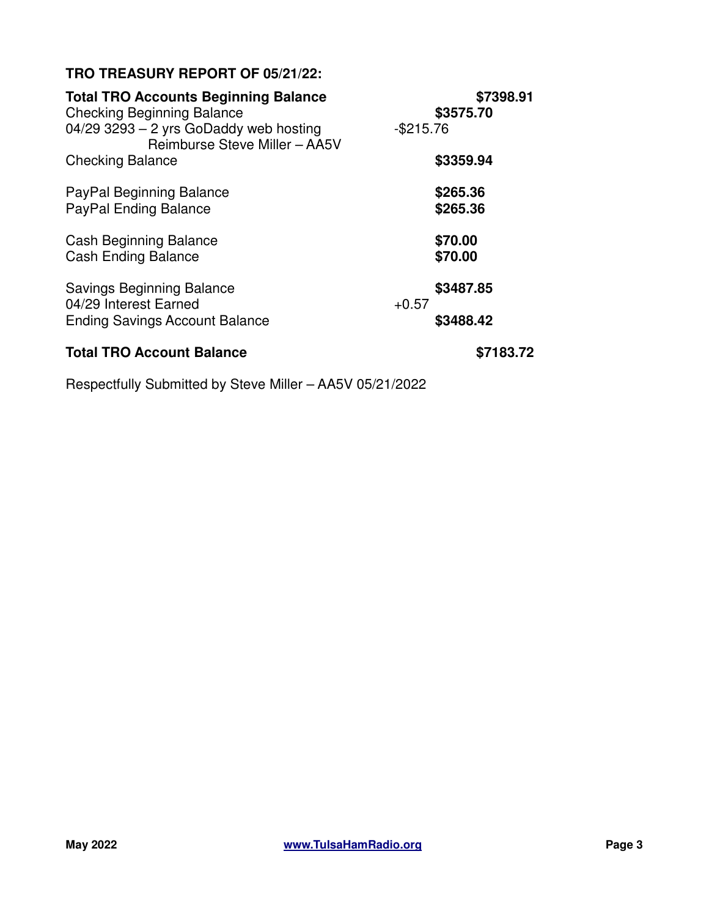### TRO TREASURY REPORT OF 05/21/22:

| | | |
|---|---|---|
| **Total TRO Accounts Beginning Balance** | | **$7398.91** |
| Checking Beginning Balance | **$3575.70** | |
| 04/29 3293 – 2 yrs GoDaddy web hosting<br>Reimburse Steve Miller – AA5V | -$215.76 | |
| Checking Balance | **$3359.94** | |
| | | |
| PayPal Beginning Balance | **$265.36** | |
| PayPal Ending Balance | **$265.36** | |
| | | |
| Cash Beginning Balance | **$70.00** | |
| Cash Ending Balance | **$70.00** | |
| | | |
| Savings Beginning Balance | **$3487.85** | |
| 04/29 Interest Earned | +0.57 | |
| Ending Savings Account Balance | **$3488.42** | |
| | | |
| **Total TRO Account Balance** | | **$7183.72** |

Respectfully Submitted by Steve Miller – AA5V 05/21/2022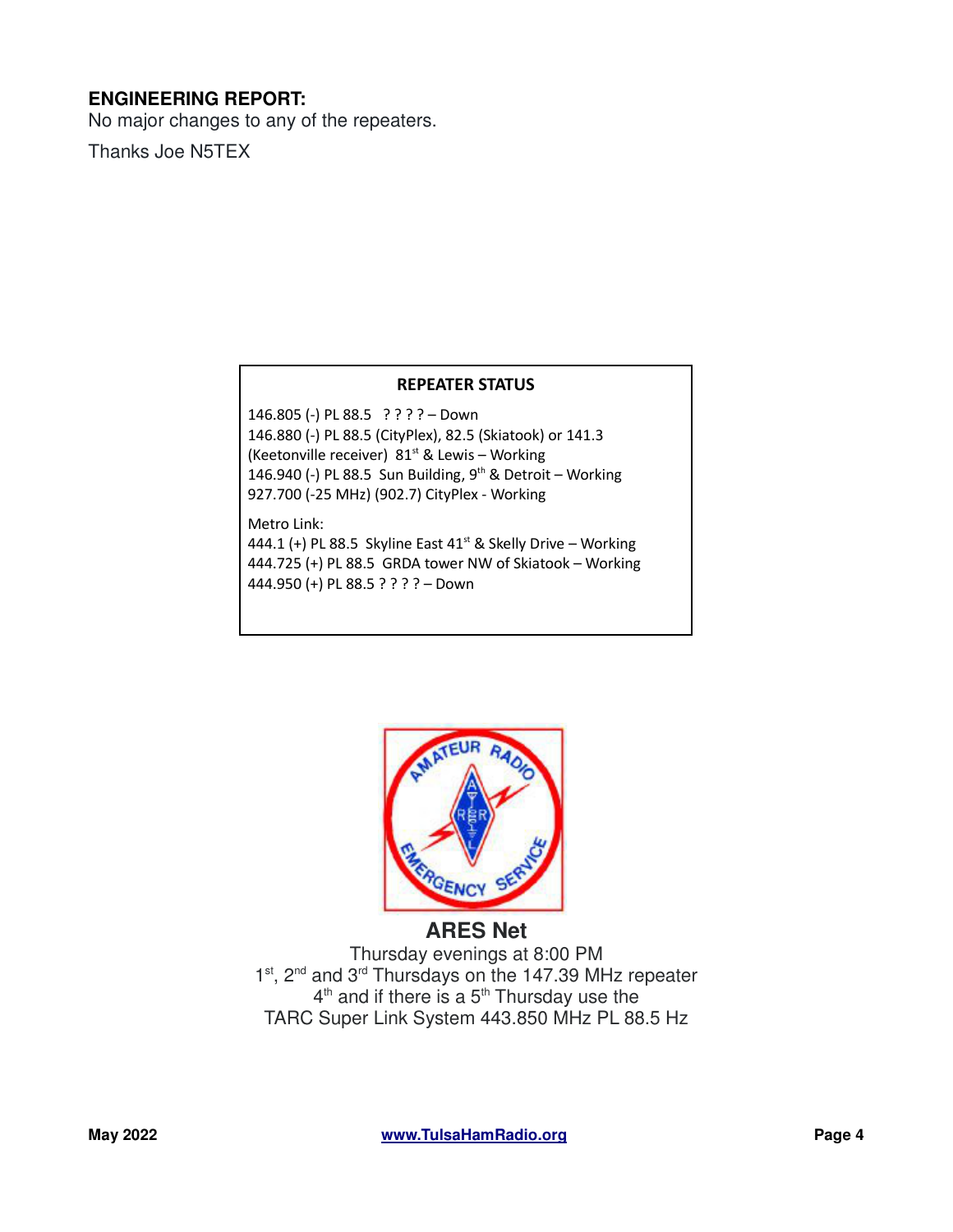**ENGINEERING REPORT:**

No major changes to any of the repeaters.

Thanks Joe N5TEX

**REPEATER STATUS**

146.805 (-) PL 88.5 ? ? ? ? – Down
146.880 (-) PL 88.5 (CityPlex), 82.5 (Skiatook) or 141.3 (Keetonville receiver) 81st & Lewis – Working
146.940 (-) PL 88.5 Sun Building, 9th & Detroit – Working
927.700 (-25 MHz) (902.7) CityPlex - Working

Metro Link:
444.1 (+) PL 88.5 Skyline East 41st & Skelly Drive – Working
444.725 (+) PL 88.5 GRDA tower NW of Skiatook – Working
444.950 (+) PL 88.5 ? ? ? ? – Down

**ARES Net**

Thursday evenings at 8:00 PM
1st, 2nd and 3rd Thursdays on the 147.39 MHz repeater
4th and if there is a 5th Thursday use the
TARC Super Link System 443.850 MHz PL 88.5 Hz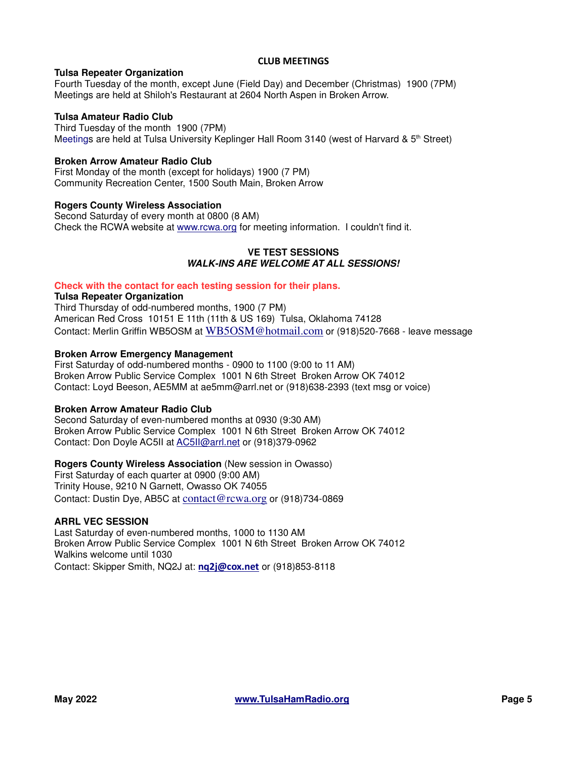## CLUB MEETINGS

**Tulsa Repeater Organization**
Fourth Tuesday of the month, except June (Field Day) and December (Christmas) 1900 (7PM)
Meetings are held at Shiloh's Restaurant at 2604 North Aspen in Broken Arrow.

**Tulsa Amateur Radio Club**
Third Tuesday of the month 1900 (7PM)
Meetings are held at Tulsa University Keplinger Hall Room 3140 (west of Harvard & 5th Street)

**Broken Arrow Amateur Radio Club**
First Monday of the month (except for holidays) 1900 (7 PM)
Community Recreation Center, 1500 South Main, Broken Arrow

**Rogers County Wireless Association**
Second Saturday of every month at 0800 (8 AM)
Check the RCWA website at www.rcwa.org for meeting information. I couldn't find it.

## VE TEST SESSIONS
***WALK-INS ARE WELCOME AT ALL SESSIONS!***

**Check with the contact for each testing session for their plans.**

**Tulsa Repeater Organization**
Third Thursday of odd-numbered months, 1900 (7 PM)
American Red Cross 10151 E 11th (11th & US 169) Tulsa, Oklahoma 74128
Contact: Merlin Griffin WB5OSM at WB5OSM@hotmail.com or (918)520-7668 - leave message

**Broken Arrow Emergency Management**
First Saturday of odd-numbered months - 0900 to 1100 (9:00 to 11 AM)
Broken Arrow Public Service Complex 1001 N 6th Street Broken Arrow OK 74012
Contact: Loyd Beeson, AE5MM at ae5mm@arrl.net or (918)638-2393 (text msg or voice)

**Broken Arrow Amateur Radio Club**
Second Saturday of even-numbered months at 0930 (9:30 AM)
Broken Arrow Public Service Complex 1001 N 6th Street Broken Arrow OK 74012
Contact: Don Doyle AC5II at AC5II@arrl.net or (918)379-0962

**Rogers County Wireless Association** (New session in Owasso)
First Saturday of each quarter at 0900 (9:00 AM)
Trinity House, 9210 N Garnett, Owasso OK 74055
Contact: Dustin Dye, AB5C at contact@rcwa.org or (918)734-0869

**ARRL VEC SESSION**
Last Saturday of even-numbered months, 1000 to 1130 AM
Broken Arrow Public Service Complex 1001 N 6th Street Broken Arrow OK 74012
Walkins welcome until 1030
Contact: Skipper Smith, NQ2J at: **nq2j@cox.net** or (918)853-8118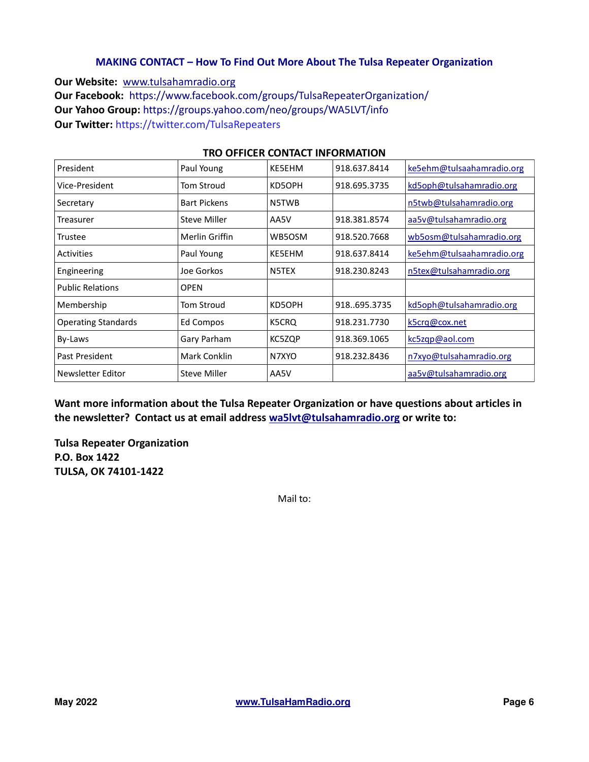## MAKING CONTACT – How To Find Out More About The Tulsa Repeater Organization

**Our Website:** www.tulsahamradio.org
**Our Facebook:** https://www.facebook.com/groups/TulsaRepeaterOrganization/
**Our Yahoo Group:** https://groups.yahoo.com/neo/groups/WA5LVT/info
**Our Twitter:** https://twitter.com/TulsaRepeaters

### TRO OFFICER CONTACT INFORMATION

| | | | | |
|---|---|---|---|---|
| President | Paul Young | KE5EHM | 918.637.8414 | ke5ehm@tulsaahamradio.org |
| Vice-President | Tom Stroud | KD5OPH | 918.695.3735 | kd5oph@tulsahamradio.org |
| Secretary | Bart Pickens | N5TWB | | n5twb@tulsahamradio.org |
| Treasurer | Steve Miller | AA5V | 918.381.8574 | aa5v@tulsahamradio.org |
| Trustee | Merlin Griffin | WB5OSM | 918.520.7668 | wb5osm@tulsahamradio.org |
| Activities | Paul Young | KE5EHM | 918.637.8414 | ke5ehm@tulsaahamradio.org |
| Engineering | Joe Gorkos | N5TEX | 918.230.8243 | n5tex@tulsahamradio.org |
| Public Relations | OPEN | | | |
| Membership | Tom Stroud | KD5OPH | 918..695.3735 | kd5oph@tulsahamradio.org |
| Operating Standards | Ed Compos | K5CRQ | 918.231.7730 | k5crq@cox.net |
| By-Laws | Gary Parham | KC5ZQP | 918.369.1065 | kc5zqp@aol.com |
| Past President | Mark Conklin | N7XYO | 918.232.8436 | n7xyo@tulsahamradio.org |
| Newsletter Editor | Steve Miller | AA5V | | aa5v@tulsahamradio.org |

**Want more information about the Tulsa Repeater Organization or have questions about articles in the newsletter? Contact us at email address wa5lvt@tulsahamradio.org or write to:**

**Tulsa Repeater Organization**
**P.O. Box 1422**
**TULSA, OK 74101-1422**

Mail to: